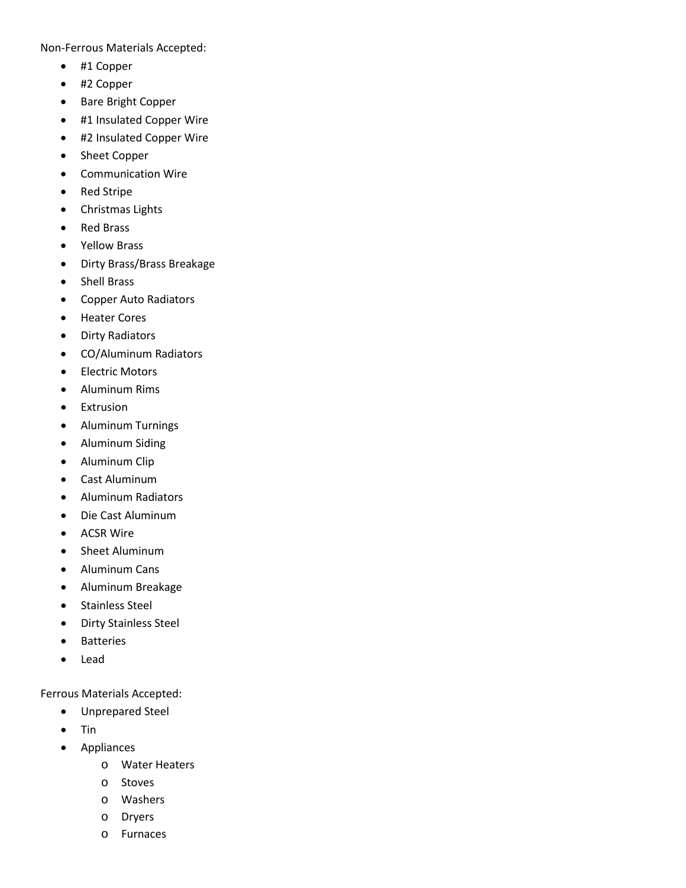Non-Ferrous Materials Accepted:

- #1 Copper
- #2 Copper
- Bare Bright Copper
- #1 Insulated Copper Wire
- #2 Insulated Copper Wire
- Sheet Copper
- Communication Wire
- Red Stripe
- Christmas Lights
- Red Brass
- Yellow Brass
- Dirty Brass/Brass Breakage
- Shell Brass
- Copper Auto Radiators
- Heater Cores
- Dirty Radiators
- CO/Aluminum Radiators
- Electric Motors
- Aluminum Rims
- Extrusion
- Aluminum Turnings
- Aluminum Siding
- Aluminum Clip
- Cast Aluminum
- Aluminum Radiators
- Die Cast Aluminum
- ACSR Wire
- Sheet Aluminum
- Aluminum Cans
- Aluminum Breakage
- Stainless Steel
- Dirty Stainless Steel
- Batteries
- Lead

Ferrous Materials Accepted:

- Unprepared Steel
- Tin
- Appliances
    - Water Heaters
    - Stoves
    - Washers
    - Dryers
    - Furnaces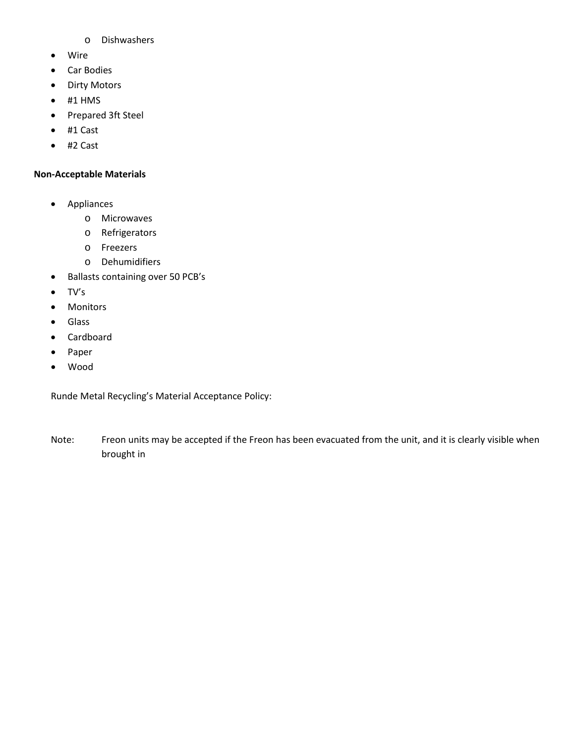- Dishwashers
- Wire
- Car Bodies
- Dirty Motors
- #1 HMS
- Prepared 3ft Steel
- #1 Cast
- #2 Cast

**Non-Acceptable Materials**

- Appliances
    - Microwaves
    - Refrigerators
    - Freezers
    - Dehumidifiers
- Ballasts containing over 50 PCB's
- TV's
- Monitors
- Glass
- Cardboard
- Paper
- Wood

Runde Metal Recycling's Material Acceptance Policy:

Note: Freon units may be accepted if the Freon has been evacuated from the unit, and it is clearly visible when brought in